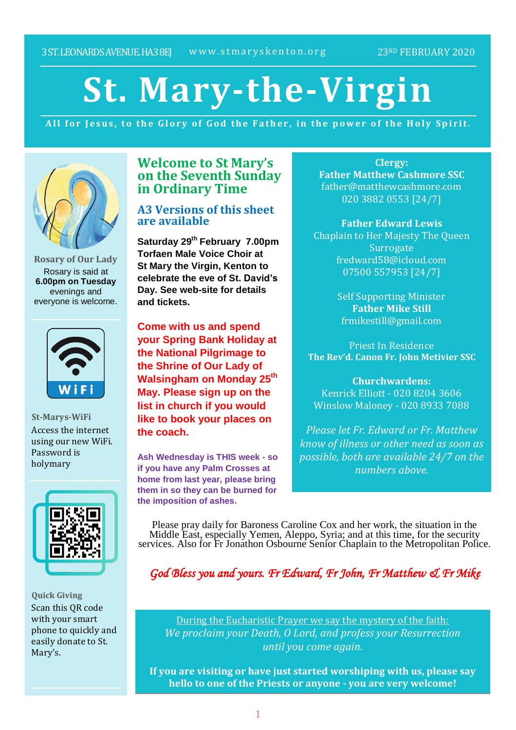3 ST. LEONARDS AVENUE. HA3 8EJ www.stmaryskenton.org 23RD FEBRUARY 2020

# St. Mary-the-Virgin

**All for Jesus, to the Glory of God the Father, in the power of the Holy Spirit.**

## Welcome to St Mary's on the Seventh Sunday in Ordinary Time

### A3 Versions of this sheet are available

**Saturday 29th February 7.00pm Torfaen Male Voice Choir at St Mary the Virgin, Kenton to celebrate the eve of St. David's Day. See web-site for details and tickets.**

**Come with us and spend your Spring Bank Holiday at the National Pilgrimage to the Shrine of Our Lady of Walsingham on Monday 25th May. Please sign up on the list in church if you would like to book your places on the coach.**

**Ash Wednesday is THIS week - so if you have any Palm Crosses at home from last year, please bring them in so they can be burned for the imposition of ashes.**

**Clergy:**
**Father Matthew Cashmore SSC**
father@matthewcashmore.com
020 3882 0553 [24/7]

**Father Edward Lewis**
Chaplain to Her Majesty The Queen
Surrogate
fredward58@icloud.com
07500 557953 [24/7]

Self Supporting Minister
**Father Mike Still**
frmikestill@gmail.com

Priest In Residence
**The Rev'd. Canon Fr. John Metivier SSC**

**Churchwardens:**
Kenrick Elliott - 020 8204 3606
Winslow Maloney - 020 8933 7088

*Please let Fr. Edward or Fr. Matthew know of illness or other need as soon as possible, both are available 24/7 on the numbers above.*

**Rosary of Our Lady**
Rosary is said at **6.00pm on Tuesday** evenings and everyone is welcome.

**St-Marys-WiFi**
Access the internet using our new WiFi. Password is holymary

**Quick Giving**
Scan this QR code with your smart phone to quickly and easily donate to St. Mary's.

Please pray daily for Baroness Caroline Cox and her work, the situation in the Middle East, especially Yemen, Aleppo, Syria; and at this time, for the security services. Also for Fr Jonathon Osbourne Senior Chaplain to the Metropolitan Police.

*God Bless you and yours. Fr Edward, Fr John, Fr Matthew & Fr Mike*

During the Eucharistic Prayer we say the mystery of the faith:
*We proclaim your Death, O Lord, and profess your Resurrection until you come again.*

**If you are visiting or have just started worshiping with us, please say hello to one of the Priests or anyone - you are very welcome!**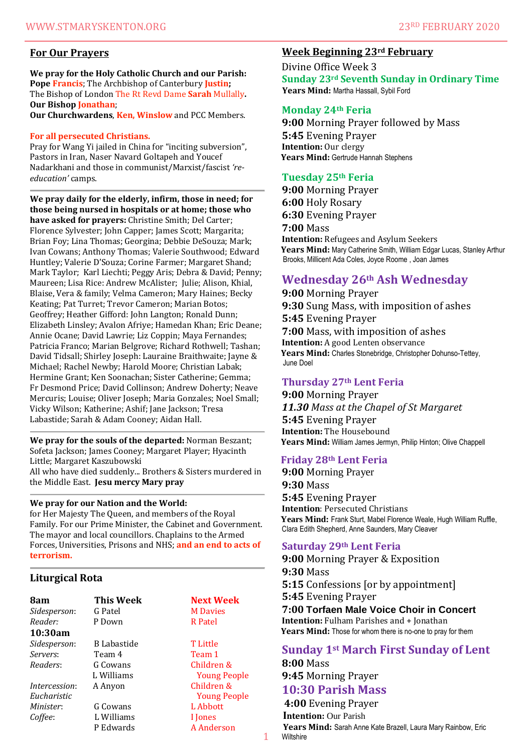## For Our Prayers

**We pray for the Holy Catholic Church and our Parish:**
**Pope Francis**; The Archbishop of Canterbury **Justin;**
The Bishop of London The Rt Revd Dame **Sarah** Mullally.
**Our Bishop Jonathan**;
**Our Churchwardens**, **Ken, Winslow** and PCC Members.

**For all persecuted Christians.**
Pray for Wang Yi jailed in China for "inciting subversion", Pastors in Iran, Naser Navard Goltapeh and Youcef Nadarkhani and those in communist/Marxist/fascist *'re-education'* camps.

**We pray daily for the elderly, infirm, those in need; for those being nursed in hospitals or at home; those who have asked for prayers:** Christine Smith; Del Carter; Florence Sylvester; John Capper; James Scott; Margarita; Brian Foy; Lina Thomas; Georgina; Debbie DeSouza; Mark; Ivan Cowans; Anthony Thomas; Valerie Southwood; Edward Huntley; Valerie D'Souza; Corine Farmer; Margaret Shand; Mark Taylor; Karl Liechti; Peggy Aris; Debra & David; Penny; Maureen; Lisa Rice: Andrew McAlister; Julie; Alison, Khial, Blaise, Vera & family; Velma Cameron; Mary Haines; Becky Keating; Pat Turret; Trevor Cameron; Marian Botos; Geoffrey; Heather Gifford: John Langton; Ronald Dunn; Elizabeth Linsley; Avalon Afriye; Hamedan Khan; Eric Deane; Annie Ocane; David Lawrie; Liz Coppin; Maya Fernandes; Patricia Franco; Marian Belgrove; Richard Rothwell; Tashan; David Tidsall; Shirley Joseph: Lauraine Braithwaite; Jayne & Michael; Rachel Newby; Harold Moore; Christian Labak; Hermine Grant; Ken Soonachan; Sister Catherine; Gemma; Fr Desmond Price; David Collinson; Andrew Doherty; Neave Mercuris; Louise; Oliver Joseph; Maria Gonzales; Noel Small; Vicky Wilson; Katherine; Ashif; Jane Jackson; Tresa Labastide; Sarah & Adam Cooney; Aidan Hall.

**We pray for the souls of the departed:** Norman Beszant; Sofeta Jackson; James Cooney; Margaret Player; Hyacinth Little; Margaret Kaszubowski
All who have died suddenly... Brothers & Sisters murdered in the Middle East. **Jesu mercy Mary pray**

**We pray for our Nation and the World:**
for Her Majesty The Queen, and members of the Royal Family. For our Prime Minister, the Cabinet and Government. The mayor and local councillors. Chaplains to the Armed Forces, Universities, Prisons and NHS; **and an end to acts of terrorism.**

## Liturgical Rota

| **8am** | **This Week** | **Next Week** |
|---|---|---|
| *Sidesperson*: | G Patel | M Davies |
| *Reader:* | P Down | R Patel |
| **10:30am** | | |
| *Sidesperson*: | B Labastide | T Little |
| *Servers*: | Team 4 | Team 1 |
| *Readers*: | G Cowans<br>L Williams | Children & Young People |
| *Intercession*: | A Anyon | Children & Young People |
| *Eucharistic Minister*: | G Cowans | L Abbott |
| *Coffee*: | L Williams<br>P Edwards | I Jones<br>A Anderson |

## Week Beginning 23rd February

Divine Office Week 3

### Sunday 23rd Seventh Sunday in Ordinary Time
**Years Mind:** Martha Hassall, Sybil Ford

### Monday 24th Feria
**9:00** Morning Prayer followed by Mass
**5:45** Evening Prayer
**Intention:** Our clergy
**Years Mind:** Gertrude Hannah Stephens

### Tuesday 25th Feria
**9:00** Morning Prayer
**6:00** Holy Rosary
**6:30** Evening Prayer
**7:00** Mass
**Intention:** Refugees and Asylum Seekers
**Years Mind:** Mary Catherine Smith, William Edgar Lucas, Stanley Arthur Brooks, Millicent Ada Coles, Joyce Roome , Joan James

### Wednesday 26th Ash Wednesday
**9:00** Morning Prayer
**9:30** Sung Mass, with imposition of ashes
**5:45** Evening Prayer
**7:00** Mass, with imposition of ashes
**Intention:** A good Lenten observance
**Years Mind:** Charles Stonebridge, Christopher Dohunso-Tettey, June Doel

### Thursday 27th Lent Feria
**9:00** Morning Prayer
***11.30*** *Mass at the Chapel of St Margaret*
**5:45** Evening Prayer
**Intention:** The Housebound
**Years Mind:** William James Jermyn, Philip Hinton; Olive Chappell

### Friday 28th Lent Feria
**9:00** Morning Prayer
**9:30** Mass
**5:45** Evening Prayer
**Intention**: Persecuted Christians
**Years Mind:** Frank Sturt, Mabel Florence Weale, Hugh William Ruffle, Clara Edith Shepherd, Anne Saunders, Mary Cleaver

### Saturday 29th Lent Feria
**9:00** Morning Prayer & Exposition
**9:30** Mass
**5:15** Confessions [or by appointment]
**5:45** Evening Prayer
**7:00 Torfaen Male Voice Choir in Concert**
**Intention:** Fulham Parishes and + Jonathan
**Years Mind:** Those for whom there is no-one to pray for them

### Sunday 1st March First Sunday of Lent
**8:00** Mass
**9:45** Morning Prayer
**10:30 Parish Mass**
**4:00** Evening Prayer
**Intention:** Our Parish
**Years Mind:** Sarah Anne Kate Brazell, Laura Mary Rainbow, Eric Wiltshire